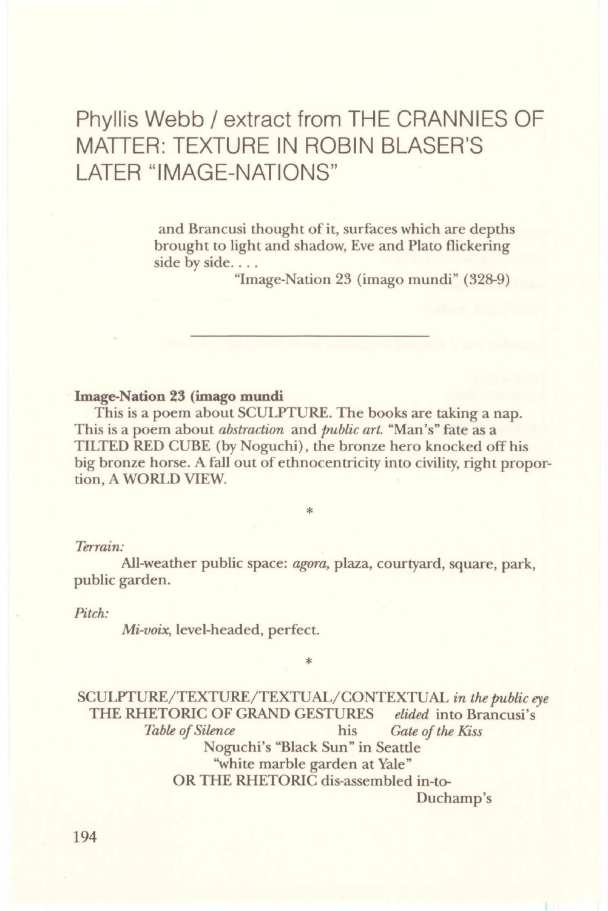# Phyllis Webb / extract from THE CRANNIES OF MATTER: TEXTURE IN ROBIN BLASER'S LATER "IMAGE-NATIONS"

> and Brancusi thought of it, surfaces which are depths
> brought to light and shadow, Eve and Plato flickering
> side by side. . . .
>
> "Image-Nation 23 (imago mundi" (328-9)

---

**Image-Nation 23 (imago mundi**

This is a poem about SCULPTURE. The books are taking a nap. This is a poem about *abstraction* and *public art.* "Man's" fate as a TILTED RED CUBE (by Noguchi), the bronze hero knocked off his big bronze horse. A fall out of ethnocentricity into civility, right proportion, A WORLD VIEW.

*

*Terrain:*

All-weather public space: *agora,* plaza, courtyard, square, park, public garden.

*Pitch:*

*Mi-voix,* level-headed, perfect.

*

SCULPTURE/TEXTURE/TEXTUAL/CONTEXTUAL *in the public eye*
THE RHETORIC OF GRAND GESTURES *elided* into Brancusi's
*Table of Silence* his *Gate of the Kiss*
Noguchi's "Black Sun" in Seattle
"white marble garden at Yale"
OR THE RHETORIC dis-assembled in-to-
Duchamp's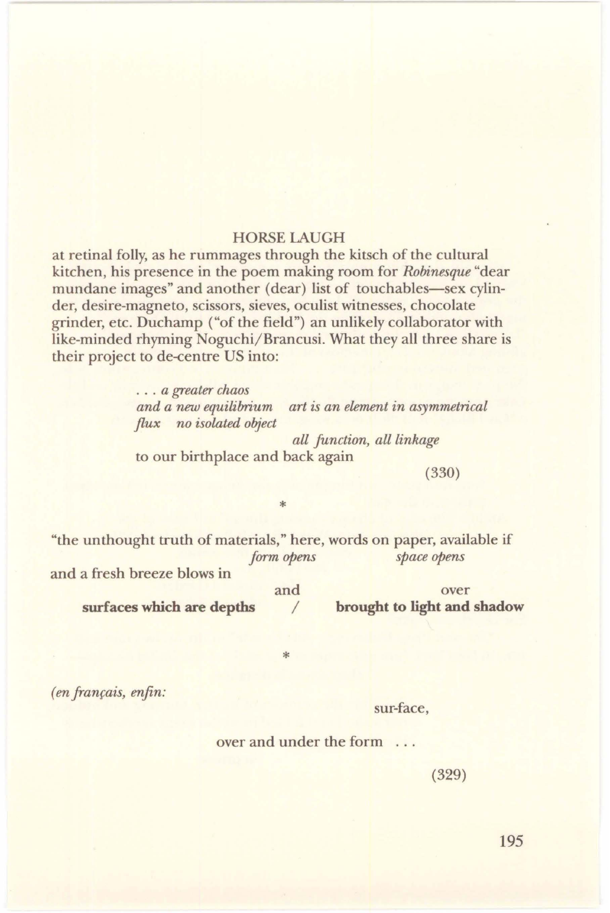HORSE LAUGH

at retinal folly, as he rummages through the kitsch of the cultural kitchen, his presence in the poem making room for *Robinesque* "dear mundane images" and another (dear) list of touchables—sex cylinder, desire-magneto, scissors, sieves, oculist witnesses, chocolate grinder, etc. Duchamp ("of the field") an unlikely collaborator with like-minded rhyming Noguchi/Brancusi. What they all three share is their project to de-centre US into:

> *. . . a greater chaos*
> *and a new equilibrium   art is an element in asymmetrical*
> *flux   no isolated object*
>                                   *all function, all linkage*
> to our birthplace and back again
>
> (330)

*

"the unthought truth of materials," here, words on paper, available if
                    *form opens*                    *space opens*
and a fresh breeze blows in
                    and                    over
**surfaces which are depths**     /     **brought to light and shadow**

*

*(en français, enfin:*

sur-face,

over and under the form . . .

(329)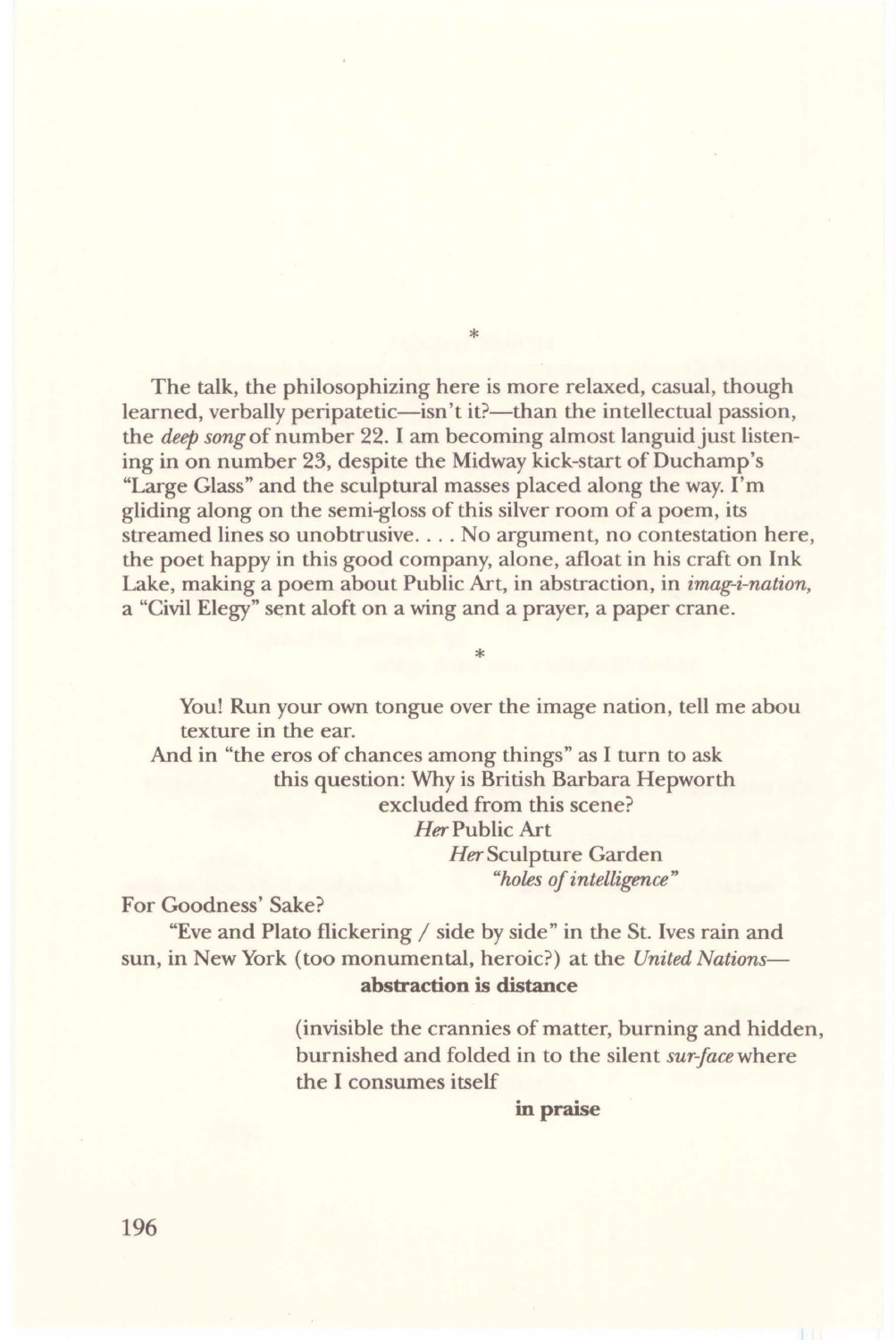*

The talk, the philosophizing here is more relaxed, casual, though learned, verbally peripatetic—isn't it?—than the intellectual passion, the *deep song* of number 22. I am becoming almost languid just listening in on number 23, despite the Midway kick-start of Duchamp's "Large Glass" and the sculptural masses placed along the way. I'm gliding along on the semi-gloss of this silver room of a poem, its streamed lines so unobtrusive. . . . No argument, no contestation here, the poet happy in this good company, alone, afloat in his craft on Ink Lake, making a poem about Public Art, in abstraction, in *imag-i-nation,* a "Civil Elegy" sent aloft on a wing and a prayer, a paper crane.

*

You! Run your own tongue over the image nation, tell me abou texture in the ear.

And in "the eros of chances among things" as I turn to ask
this question: Why is British Barbara Hepworth
excluded from this scene?
*Her* Public Art
*Her* Sculpture Garden
*"holes of intelligence"*

For Goodness' Sake?

"Eve and Plato flickering / side by side" in the St. Ives rain and sun, in New York (too monumental, heroic?) at the *United Nations*—
**abstraction is distance**

(invisible the crannies of matter, burning and hidden, burnished and folded in to the silent *sur-face* where the I consumes itself
**in praise**